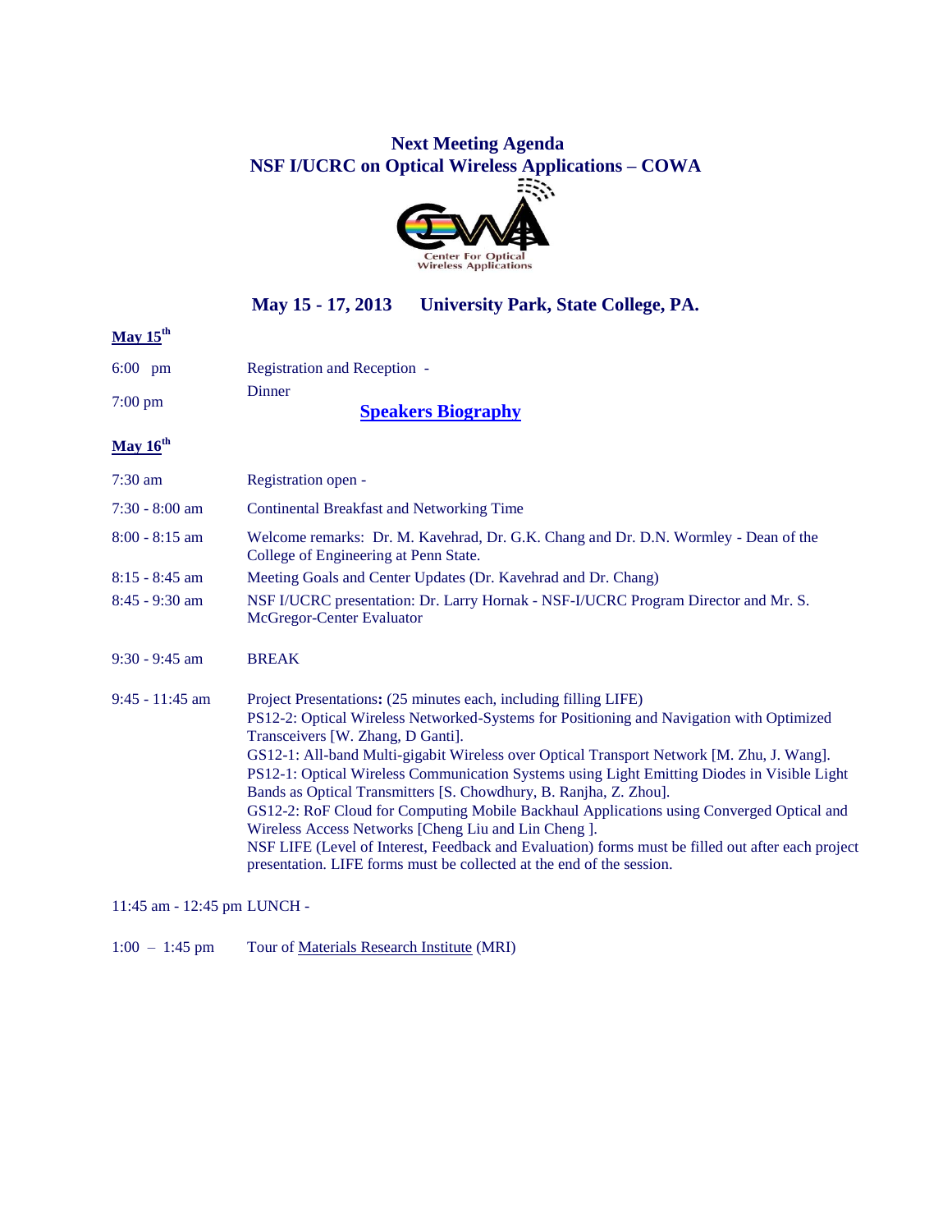# Next Meeting Agenda
# NSF I/UCRC on Optical Wireless Applications – COWA

## May 15 - 17, 2013 University Park, State College, PA.

**May 15th**

| | |
|---|---|
| 6:00 pm | Registration and Reception - |
| 7:00 pm | Dinner |

**Speakers Biography**

**May 16th**

| | |
|---|---|
| 7:30 am | Registration open - |
| 7:30 - 8:00 am | Continental Breakfast and Networking Time |
| 8:00 - 8:15 am | Welcome remarks: Dr. M. Kavehrad, Dr. G.K. Chang and Dr. D.N. Wormley - Dean of the College of Engineering at Penn State. |
| 8:15 - 8:45 am | Meeting Goals and Center Updates (Dr. Kavehrad and Dr. Chang) |
| 8:45 - 9:30 am | NSF I/UCRC presentation: Dr. Larry Hornak - NSF-I/UCRC Program Director and Mr. S. McGregor-Center Evaluator |
| 9:30 - 9:45 am | BREAK |
| 9:45 - 11:45 am | Project Presentations**:** (25 minutes each, including filling LIFE)<br>PS12-2: Optical Wireless Networked-Systems for Positioning and Navigation with Optimized Transceivers [W. Zhang, D Ganti].<br>GS12-1: All-band Multi-gigabit Wireless over Optical Transport Network [M. Zhu, J. Wang].<br>PS12-1: Optical Wireless Communication Systems using Light Emitting Diodes in Visible Light Bands as Optical Transmitters [S. Chowdhury, B. Ranjha, Z. Zhou].<br>GS12-2: RoF Cloud for Computing Mobile Backhaul Applications using Converged Optical and Wireless Access Networks [Cheng Liu and Lin Cheng ].<br>NSF LIFE (Level of Interest, Feedback and Evaluation) forms must be filled out after each project presentation. LIFE forms must be collected at the end of the session. |
| 11:45 am - 12:45 pm | LUNCH - |
| 1:00 – 1:45 pm | Tour of Materials Research Institute (MRI) |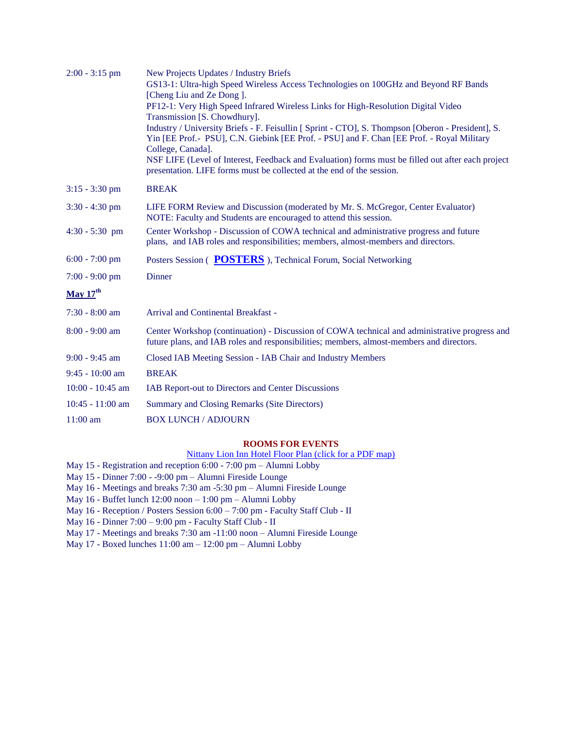| | |
|---|---|
| 2:00 - 3:15 pm | New Projects Updates / Industry Briefs<br>GS13-1: Ultra-high Speed Wireless Access Technologies on 100GHz and Beyond RF Bands [Cheng Liu and Ze Dong ].<br>PF12-1: Very High Speed Infrared Wireless Links for High-Resolution Digital Video Transmission [S. Chowdhury].<br>Industry / University Briefs - F. Feisullin [ Sprint - CTO], S. Thompson [Oberon - President], S. Yin [EE Prof.- PSU], C.N. Giebink [EE Prof. - PSU] and F. Chan [EE Prof. - Royal Military College, Canada].<br>NSF LIFE (Level of Interest, Feedback and Evaluation) forms must be filled out after each project presentation. LIFE forms must be collected at the end of the session. |
| 3:15 - 3:30 pm | BREAK |
| 3:30 - 4:30 pm | LIFE FORM Review and Discussion (moderated by Mr. S. McGregor, Center Evaluator)<br>NOTE: Faculty and Students are encouraged to attend this session. |
| 4:30 - 5:30 pm | Center Workshop - Discussion of COWA technical and administrative progress and future plans, and IAB roles and responsibilities; members, almost-members and directors. |
| 6:00 - 7:00 pm | Posters Session ( **POSTERS** ), Technical Forum, Social Networking |
| 7:00 - 9:00 pm | Dinner |

**May 17th**

| | |
|---|---|
| 7:30 - 8:00 am | Arrival and Continental Breakfast - |
| 8:00 - 9:00 am | Center Workshop (continuation) - Discussion of COWA technical and administrative progress and future plans, and IAB roles and responsibilities; members, almost-members and directors. |
| 9:00 - 9:45 am | Closed IAB Meeting Session - IAB Chair and Industry Members |
| 9:45 - 10:00 am | BREAK |
| 10:00 - 10:45 am | IAB Report-out to Directors and Center Discussions |
| 10:45 - 11:00 am | Summary and Closing Remarks (Site Directors) |
| 11:00 am | BOX LUNCH / ADJOURN |

**ROOMS FOR EVENTS**

Nittany Lion Inn Hotel Floor Plan (click for a PDF map)

May 15 - Registration and reception 6:00 - 7:00 pm – Alumni Lobby
May 15 - Dinner 7:00 - -9:00 pm – Alumni Fireside Lounge
May 16 - Meetings and breaks 7:30 am -5:30 pm – Alumni Fireside Lounge
May 16 - Buffet lunch 12:00 noon – 1:00 pm – Alumni Lobby
May 16 - Reception / Posters Session 6:00 – 7:00 pm - Faculty Staff Club - II
May 16 - Dinner 7:00 – 9:00 pm - Faculty Staff Club - II
May 17 - Meetings and breaks 7:30 am -11:00 noon – Alumni Fireside Lounge
May 17 - Boxed lunches 11:00 am – 12:00 pm – Alumni Lobby